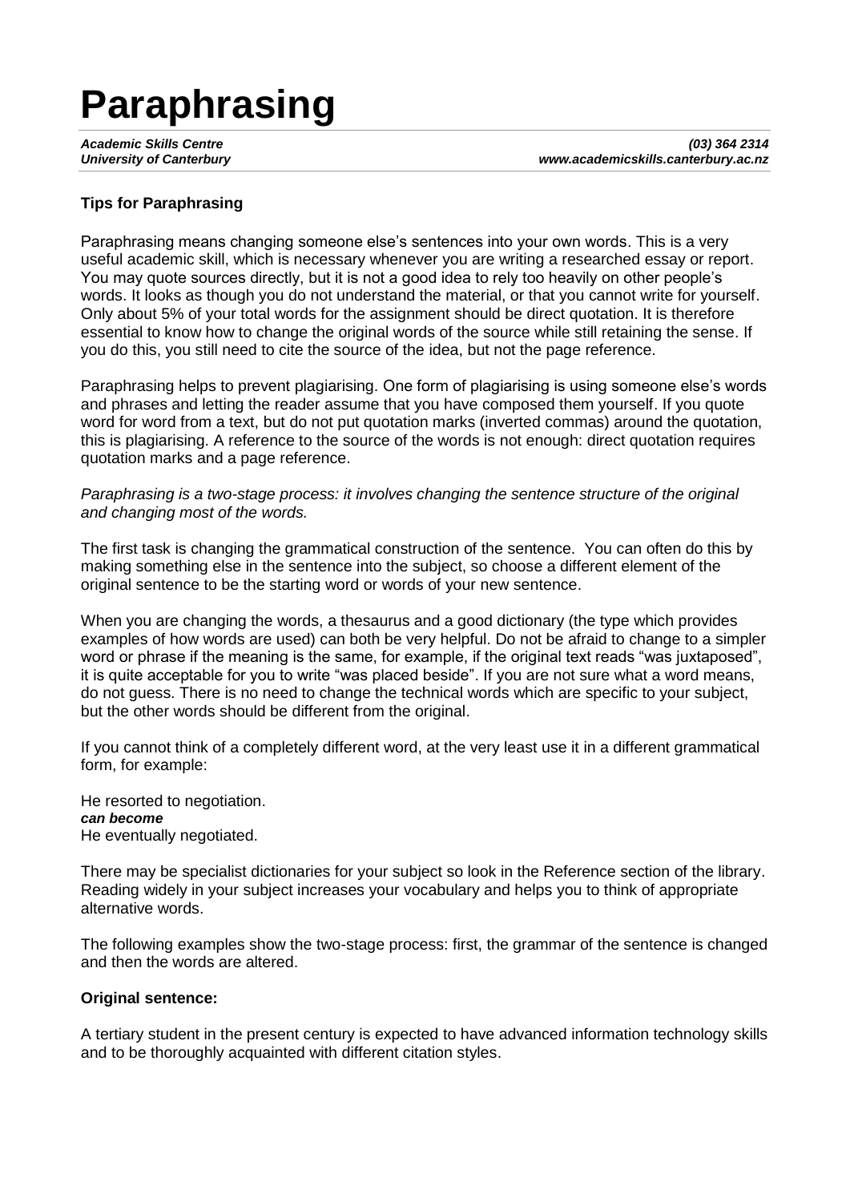# Paraphrasing

***Academic Skills Centre***
***University of Canterbury***

***(03) 364 2314***
***www.academicskills.canterbury.ac.nz***

## Tips for Paraphrasing

Paraphrasing means changing someone else's sentences into your own words. This is a very useful academic skill, which is necessary whenever you are writing a researched essay or report. You may quote sources directly, but it is not a good idea to rely too heavily on other people's words. It looks as though you do not understand the material, or that you cannot write for yourself. Only about 5% of your total words for the assignment should be direct quotation. It is therefore essential to know how to change the original words of the source while still retaining the sense. If you do this, you still need to cite the source of the idea, but not the page reference.

Paraphrasing helps to prevent plagiarising. One form of plagiarising is using someone else's words and phrases and letting the reader assume that you have composed them yourself. If you quote word for word from a text, but do not put quotation marks (inverted commas) around the quotation, this is plagiarising. A reference to the source of the words is not enough: direct quotation requires quotation marks and a page reference.

*Paraphrasing is a two-stage process: it involves changing the sentence structure of the original and changing most of the words.*

The first task is changing the grammatical construction of the sentence. You can often do this by making something else in the sentence into the subject, so choose a different element of the original sentence to be the starting word or words of your new sentence.

When you are changing the words, a thesaurus and a good dictionary (the type which provides examples of how words are used) can both be very helpful. Do not be afraid to change to a simpler word or phrase if the meaning is the same, for example, if the original text reads "was juxtaposed", it is quite acceptable for you to write "was placed beside". If you are not sure what a word means, do not guess. There is no need to change the technical words which are specific to your subject, but the other words should be different from the original.

If you cannot think of a completely different word, at the very least use it in a different grammatical form, for example:

He resorted to negotiation.
***can become***
He eventually negotiated.

There may be specialist dictionaries for your subject so look in the Reference section of the library. Reading widely in your subject increases your vocabulary and helps you to think of appropriate alternative words.

The following examples show the two-stage process: first, the grammar of the sentence is changed and then the words are altered.

**Original sentence:**

A tertiary student in the present century is expected to have advanced information technology skills and to be thoroughly acquainted with different citation styles.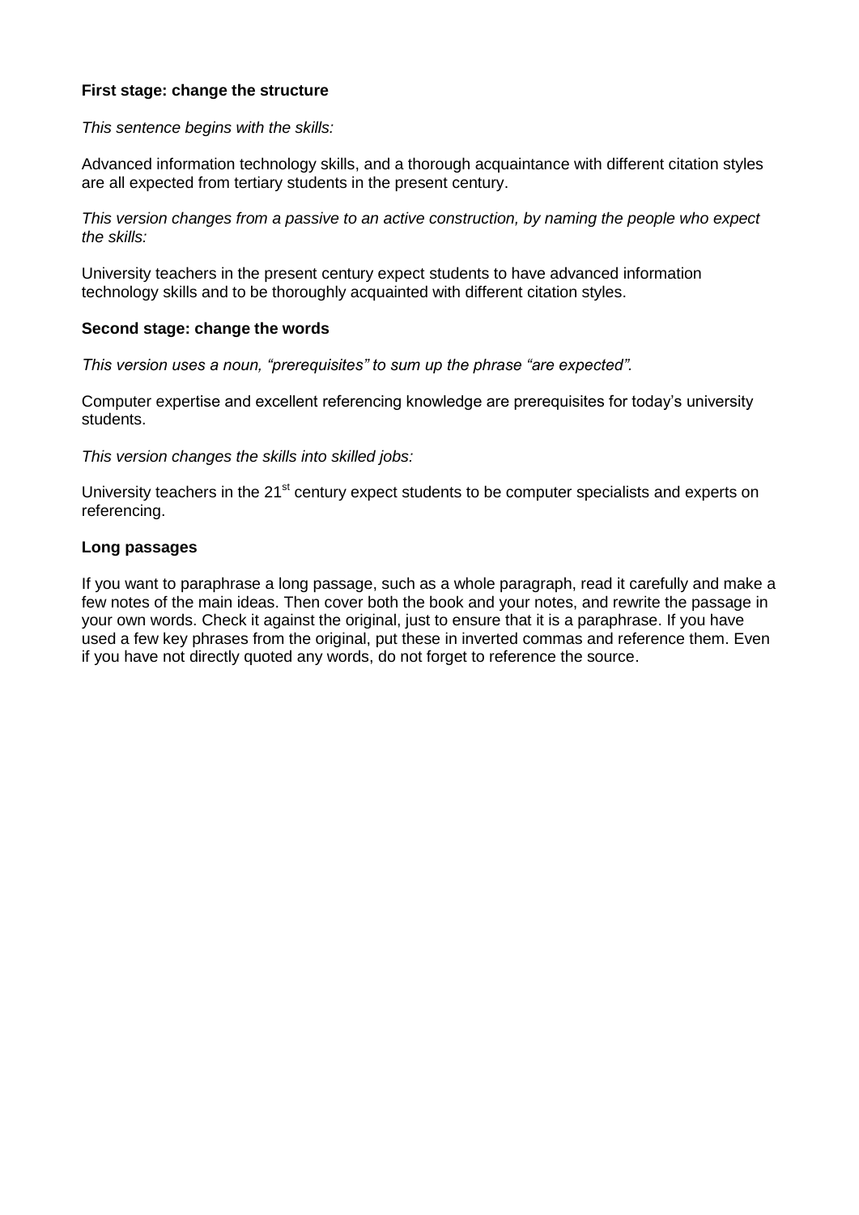**First stage: change the structure**

*This sentence begins with the skills:*

Advanced information technology skills, and a thorough acquaintance with different citation styles are all expected from tertiary students in the present century.

*This version changes from a passive to an active construction, by naming the people who expect the skills:*

University teachers in the present century expect students to have advanced information technology skills and to be thoroughly acquainted with different citation styles.

**Second stage: change the words**

*This version uses a noun, "prerequisites" to sum up the phrase "are expected".*

Computer expertise and excellent referencing knowledge are prerequisites for today's university students.

*This version changes the skills into skilled jobs:*

University teachers in the 21st century expect students to be computer specialists and experts on referencing.

**Long passages**

If you want to paraphrase a long passage, such as a whole paragraph, read it carefully and make a few notes of the main ideas. Then cover both the book and your notes, and rewrite the passage in your own words. Check it against the original, just to ensure that it is a paraphrase. If you have used a few key phrases from the original, put these in inverted commas and reference them. Even if you have not directly quoted any words, do not forget to reference the source.